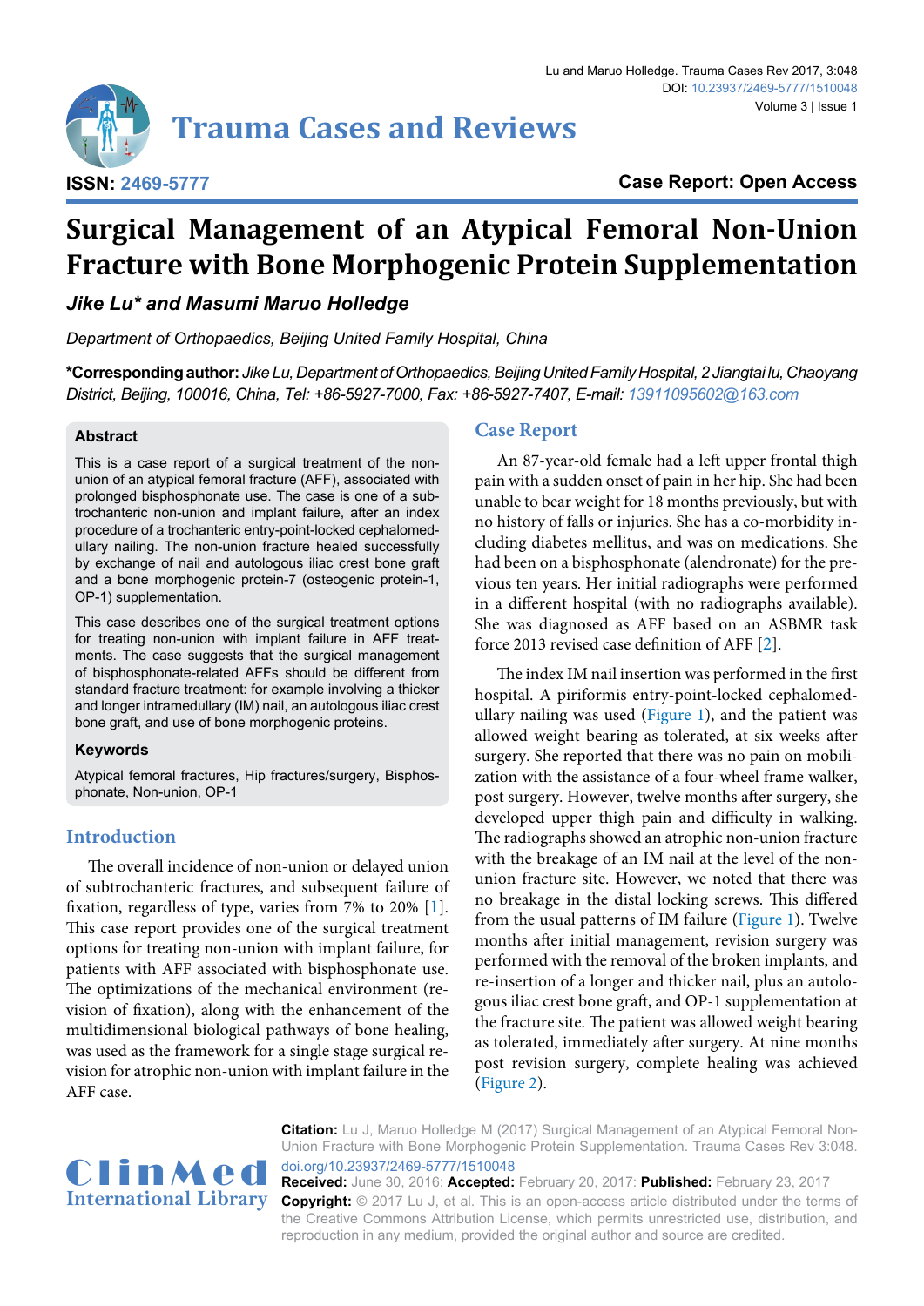**Case Report: Open Access**

# Surgical Management of an Atypical Femoral Non-Union Fracture with Bone Morphogenic Protein Supplementation

***Jike Lu\* and Masumi Maruo Holledge***

*Department of Orthopaedics, Beijing United Family Hospital, China*

**\*Corresponding author:** *Jike Lu, Department of Orthopaedics, Beijing United Family Hospital, 2 Jiangtai lu, Chaoyang District, Beijing, 100016, China, Tel: +86-5927-7000, Fax: +86-5927-7407, E-mail: 13911095602@163.com*

### Abstract

This is a case report of a surgical treatment of the non-union of an atypical femoral fracture (AFF), associated with prolonged bisphosphonate use. The case is one of a subtrochanteric non-union and implant failure, after an index procedure of a trochanteric entry-point-locked cephalomedullary nailing. The non-union fracture healed successfully by exchange of nail and autologous iliac crest bone graft and a bone morphogenic protein-7 (osteogenic protein-1, OP-1) supplementation.

This case describes one of the surgical treatment options for treating non-union with implant failure in AFF treatments. The case suggests that the surgical management of bisphosphonate-related AFFs should be different from standard fracture treatment: for example involving a thicker and longer intramedullary (IM) nail, an autologous iliac crest bone graft, and use of bone morphogenic proteins.

### Keywords

Atypical femoral fractures, Hip fractures/surgery, Bisphosphonate, Non-union, OP-1

## Introduction

The overall incidence of non-union or delayed union of subtrochanteric fractures, and subsequent failure of fixation, regardless of type, varies from 7% to 20% [1]. This case report provides one of the surgical treatment options for treating non-union with implant failure, for patients with AFF associated with bisphosphonate use. The optimizations of the mechanical environment (revision of fixation), along with the enhancement of the multidimensional biological pathways of bone healing, was used as the framework for a single stage surgical revision for atrophic non-union with implant failure in the AFF case.

## Case Report

An 87-year-old female had a left upper frontal thigh pain with a sudden onset of pain in her hip. She had been unable to bear weight for 18 months previously, but with no history of falls or injuries. She has a co-morbidity including diabetes mellitus, and was on medications. She had been on a bisphosphonate (alendronate) for the previous ten years. Her initial radiographs were performed in a different hospital (with no radiographs available). She was diagnosed as AFF based on an ASBMR task force 2013 revised case definition of AFF [2].

The index IM nail insertion was performed in the first hospital. A piriformis entry-point-locked cephalomedullary nailing was used (Figure 1), and the patient was allowed weight bearing as tolerated, at six weeks after surgery. She reported that there was no pain on mobilization with the assistance of a four-wheel frame walker, post surgery. However, twelve months after surgery, she developed upper thigh pain and difficulty in walking. The radiographs showed an atrophic non-union fracture with the breakage of an IM nail at the level of the non-union fracture site. However, we noted that there was no breakage in the distal locking screws. This differed from the usual patterns of IM failure (Figure 1). Twelve months after initial management, revision surgery was performed with the removal of the broken implants, and re-insertion of a longer and thicker nail, plus an autologous iliac crest bone graft, and OP-1 supplementation at the fracture site. The patient was allowed weight bearing as tolerated, immediately after surgery. At nine months post revision surgery, complete healing was achieved (Figure 2).

**Citation:** Lu J, Maruo Holledge M (2017) Surgical Management of an Atypical Femoral Non-Union Fracture with Bone Morphogenic Protein Supplementation. Trauma Cases Rev 3:048. doi.org/10.23937/2469-5777/1510048

**Received:** June 30, 2016: **Accepted:** February 20, 2017: **Published:** February 23, 2017

**Copyright:** © 2017 Lu J, et al. This is an open-access article distributed under the terms of the Creative Commons Attribution License, which permits unrestricted use, distribution, and reproduction in any medium, provided the original author and source are credited.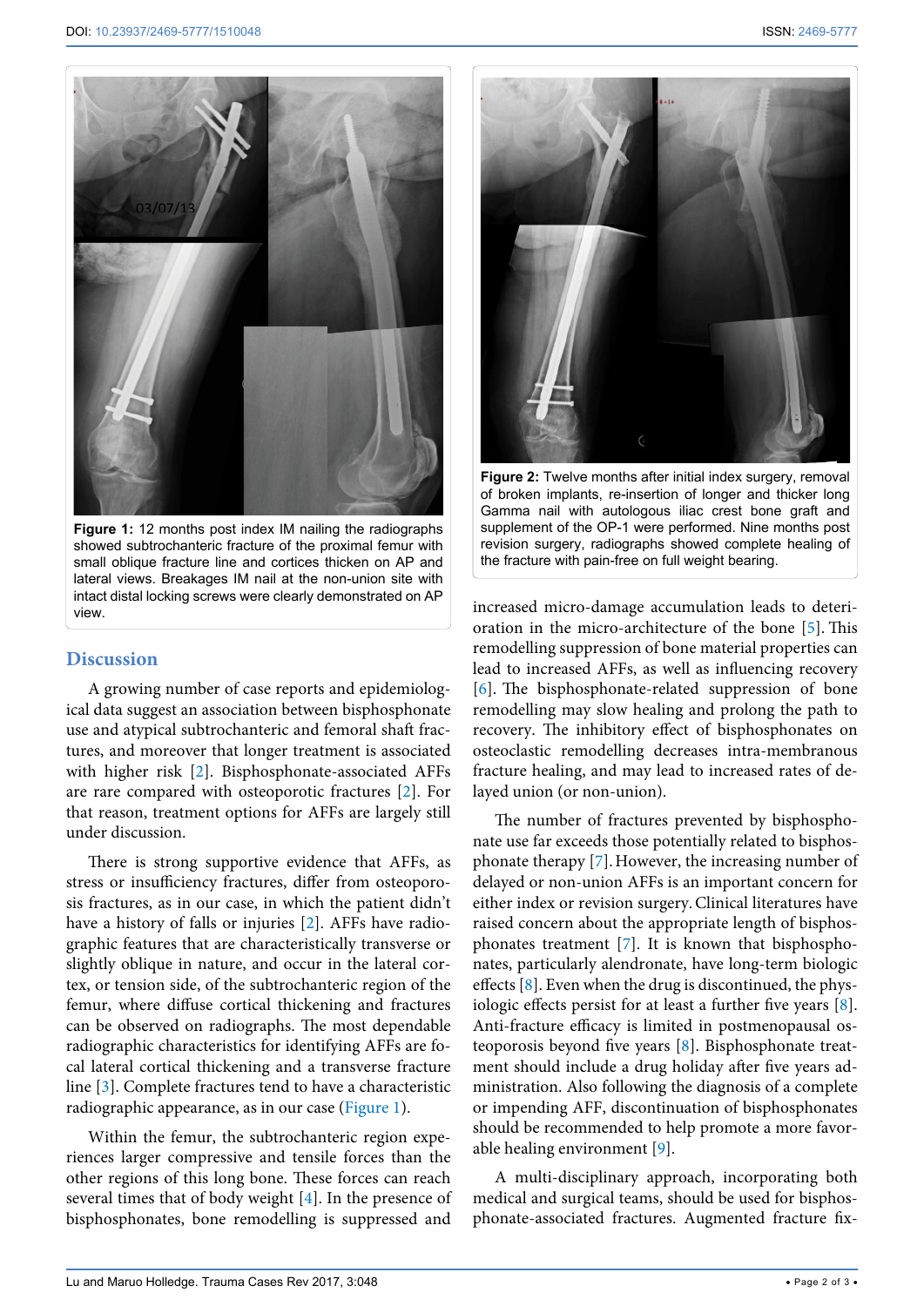**Figure 1:** 12 months post index IM nailing the radiographs showed subtrochanteric fracture of the proximal femur with small oblique fracture line and cortices thicken on AP and lateral views. Breakages IM nail at the non-union site with intact distal locking screws were clearly demonstrated on AP view.

**Figure 2:** Twelve months after initial index surgery, removal of broken implants, re-insertion of longer and thicker long Gamma nail with autologous iliac crest bone graft and supplement of the OP-1 were performed. Nine months post revision surgery, radiographs showed complete healing of the fracture with pain-free on full weight bearing.

## Discussion

A growing number of case reports and epidemiological data suggest an association between bisphosphonate use and atypical subtrochanteric and femoral shaft fractures, and moreover that longer treatment is associated with higher risk [2]. Bisphosphonate-associated AFFs are rare compared with osteoporotic fractures [2]. For that reason, treatment options for AFFs are largely still under discussion.

There is strong supportive evidence that AFFs, as stress or insufficiency fractures, differ from osteoporosis fractures, as in our case, in which the patient didn't have a history of falls or injuries [2]. AFFs have radiographic features that are characteristically transverse or slightly oblique in nature, and occur in the lateral cortex, or tension side, of the subtrochanteric region of the femur, where diffuse cortical thickening and fractures can be observed on radiographs. The most dependable radiographic characteristics for identifying AFFs are focal lateral cortical thickening and a transverse fracture line [3]. Complete fractures tend to have a characteristic radiographic appearance, as in our case (Figure 1).

Within the femur, the subtrochanteric region experiences larger compressive and tensile forces than the other regions of this long bone. These forces can reach several times that of body weight [4]. In the presence of bisphosphonates, bone remodelling is suppressed and increased micro-damage accumulation leads to deterioration in the micro-architecture of the bone [5]. This remodelling suppression of bone material properties can lead to increased AFFs, as well as influencing recovery [6]. The bisphosphonate-related suppression of bone remodelling may slow healing and prolong the path to recovery. The inhibitory effect of bisphosphonates on osteoclastic remodelling decreases intra-membranous fracture healing, and may lead to increased rates of delayed union (or non-union).

The number of fractures prevented by bisphosphonate use far exceeds those potentially related to bisphosphonate therapy [7]. However, the increasing number of delayed or non-union AFFs is an important concern for either index or revision surgery. Clinical literatures have raised concern about the appropriate length of bisphosphonates treatment [7]. It is known that bisphosphonates, particularly alendronate, have long-term biologic effects [8]. Even when the drug is discontinued, the physiologic effects persist for at least a further five years [8]. Anti-fracture efficacy is limited in postmenopausal osteoporosis beyond five years [8]. Bisphosphonate treatment should include a drug holiday after five years administration. Also following the diagnosis of a complete or impending AFF, discontinuation of bisphosphonates should be recommended to help promote a more favorable healing environment [9].

A multi-disciplinary approach, incorporating both medical and surgical teams, should be used for bisphosphonate-associated fractures. Augmented fracture fix-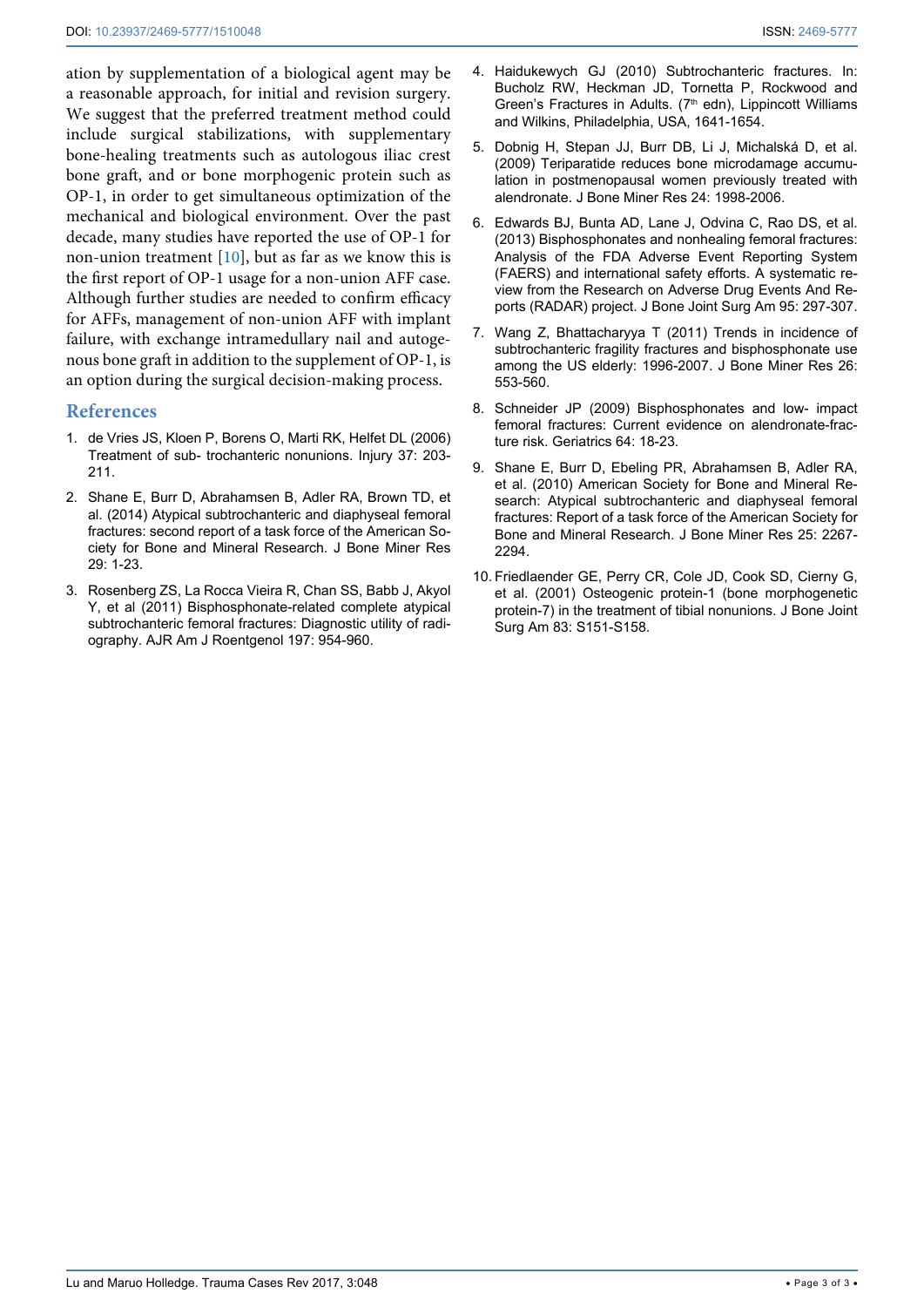ation by supplementation of a biological agent may be a reasonable approach, for initial and revision surgery. We suggest that the preferred treatment method could include surgical stabilizations, with supplementary bone-healing treatments such as autologous iliac crest bone graft, and or bone morphogenic protein such as OP-1, in order to get simultaneous optimization of the mechanical and biological environment. Over the past decade, many studies have reported the use of OP-1 for non-union treatment [10], but as far as we know this is the first report of OP-1 usage for a non-union AFF case. Although further studies are needed to confirm efficacy for AFFs, management of non-union AFF with implant failure, with exchange intramedullary nail and autogenous bone graft in addition to the supplement of OP-1, is an option during the surgical decision-making process.

## References

1. de Vries JS, Kloen P, Borens O, Marti RK, Helfet DL (2006) Treatment of sub- trochanteric nonunions. Injury 37: 203-211.
2. Shane E, Burr D, Abrahamsen B, Adler RA, Brown TD, et al. (2014) Atypical subtrochanteric and diaphyseal femoral fractures: second report of a task force of the American Society for Bone and Mineral Research. J Bone Miner Res 29: 1-23.
3. Rosenberg ZS, La Rocca Vieira R, Chan SS, Babb J, Akyol Y, et al (2011) Bisphosphonate-related complete atypical subtrochanteric femoral fractures: Diagnostic utility of radiography. AJR Am J Roentgenol 197: 954-960.
4. Haidukewych GJ (2010) Subtrochanteric fractures. In: Bucholz RW, Heckman JD, Tornetta P, Rockwood and Green's Fractures in Adults. (7th edn), Lippincott Williams and Wilkins, Philadelphia, USA, 1641-1654.
5. Dobnig H, Stepan JJ, Burr DB, Li J, Michalská D, et al. (2009) Teriparatide reduces bone microdamage accumulation in postmenopausal women previously treated with alendronate. J Bone Miner Res 24: 1998-2006.
6. Edwards BJ, Bunta AD, Lane J, Odvina C, Rao DS, et al. (2013) Bisphosphonates and nonhealing femoral fractures: Analysis of the FDA Adverse Event Reporting System (FAERS) and international safety efforts. A systematic review from the Research on Adverse Drug Events And Reports (RADAR) project. J Bone Joint Surg Am 95: 297-307.
7. Wang Z, Bhattacharyya T (2011) Trends in incidence of subtrochanteric fragility fractures and bisphosphonate use among the US elderly: 1996-2007. J Bone Miner Res 26: 553-560.
8. Schneider JP (2009) Bisphosphonates and low- impact femoral fractures: Current evidence on alendronate-fracture risk. Geriatrics 64: 18-23.
9. Shane E, Burr D, Ebeling PR, Abrahamsen B, Adler RA, et al. (2010) American Society for Bone and Mineral Research: Atypical subtrochanteric and diaphyseal femoral fractures: Report of a task force of the American Society for Bone and Mineral Research. J Bone Miner Res 25: 2267-2294.
10. Friedlaender GE, Perry CR, Cole JD, Cook SD, Cierny G, et al. (2001) Osteogenic protein-1 (bone morphogenetic protein-7) in the treatment of tibial nonunions. J Bone Joint Surg Am 83: S151-S158.